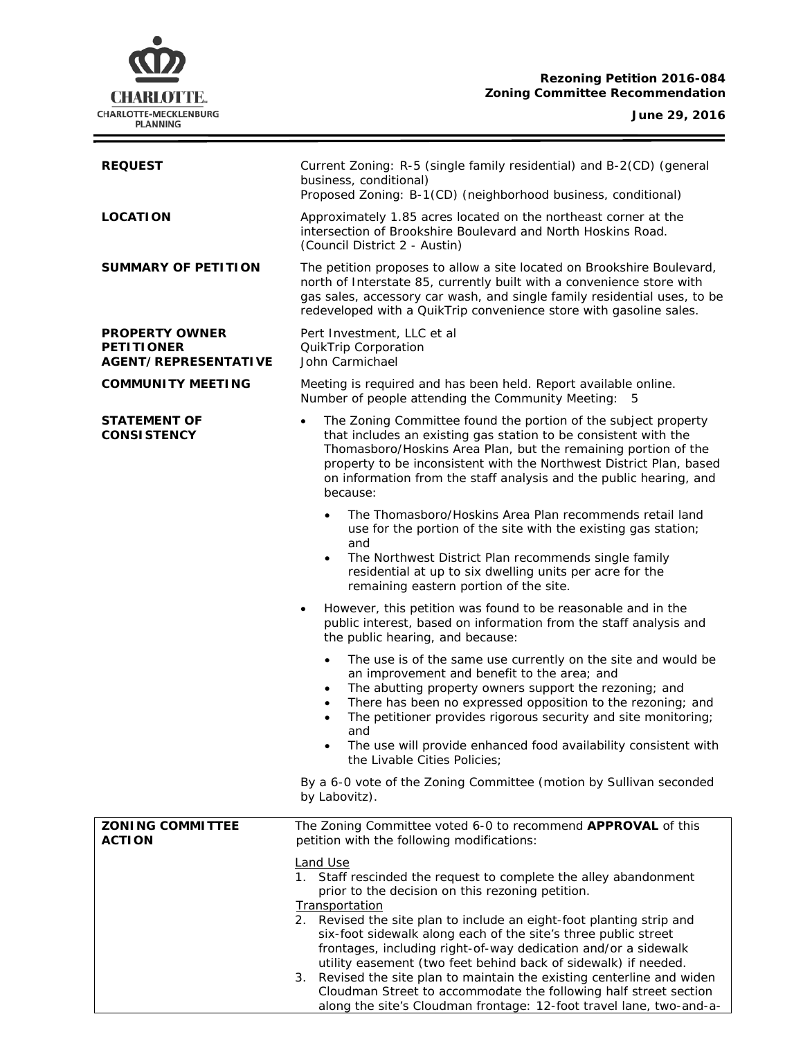**Rezoning Petition 2016-084**
**Zoning Committee Recommendation**

**June 29, 2016**

| | |
|---|---|
| **REQUEST** | Current Zoning: R-5 (single family residential) and B-2(CD) (general business, conditional)<br>Proposed Zoning: B-1(CD) (neighborhood business, conditional) |
| **LOCATION** | Approximately 1.85 acres located on the northeast corner at the intersection of Brookshire Boulevard and North Hoskins Road. (Council District 2 - Austin) |
| **SUMMARY OF PETITION** | The petition proposes to allow a site located on Brookshire Boulevard, north of Interstate 85, currently built with a convenience store with gas sales, accessory car wash, and single family residential uses, to be redeveloped with a QuikTrip convenience store with gasoline sales. |
| **PROPERTY OWNER**<br>**PETITIONER**<br>**AGENT/REPRESENTATIVE** | Pert Investment, LLC et al<br>QuikTrip Corporation<br>John Carmichael |
| **COMMUNITY MEETING** | Meeting is required and has been held. Report available online.<br>Number of people attending the Community Meeting: 5 |

**STATEMENT OF CONSISTENCY**

- The Zoning Committee found the portion of the subject property that includes an existing gas station to be consistent with the Thomasboro/Hoskins Area Plan, but the remaining portion of the property to be inconsistent with the Northwest District Plan, based on information from the staff analysis and the public hearing, and because:
  - The Thomasboro/Hoskins Area Plan recommends retail land use for the portion of the site with the existing gas station; and
  - The Northwest District Plan recommends single family residential at up to six dwelling units per acre for the remaining eastern portion of the site.
- However, this petition was found to be reasonable and in the public interest, based on information from the staff analysis and the public hearing, and because:
  - The use is of the same use currently on the site and would be an improvement and benefit to the area; and
  - The abutting property owners support the rezoning; and
  - There has been no expressed opposition to the rezoning; and
  - The petitioner provides rigorous security and site monitoring; and
  - The use will provide enhanced food availability consistent with the Livable Cities Policies;

By a 6-0 vote of the Zoning Committee (motion by Sullivan seconded by Labovitz).

**ZONING COMMITTEE ACTION**

The Zoning Committee voted 6-0 to recommend **APPROVAL** of this petition with the following modifications:

Land Use

1. Staff rescinded the request to complete the alley abandonment prior to the decision on this rezoning petition.

Transportation

2. Revised the site plan to include an eight-foot planting strip and six-foot sidewalk along each of the site's three public street frontages, including right-of-way dedication and/or a sidewalk utility easement (two feet behind back of sidewalk) if needed.
3. Revised the site plan to maintain the existing centerline and widen Cloudman Street to accommodate the following half street section along the site's Cloudman frontage: 12-foot travel lane, two-and-a-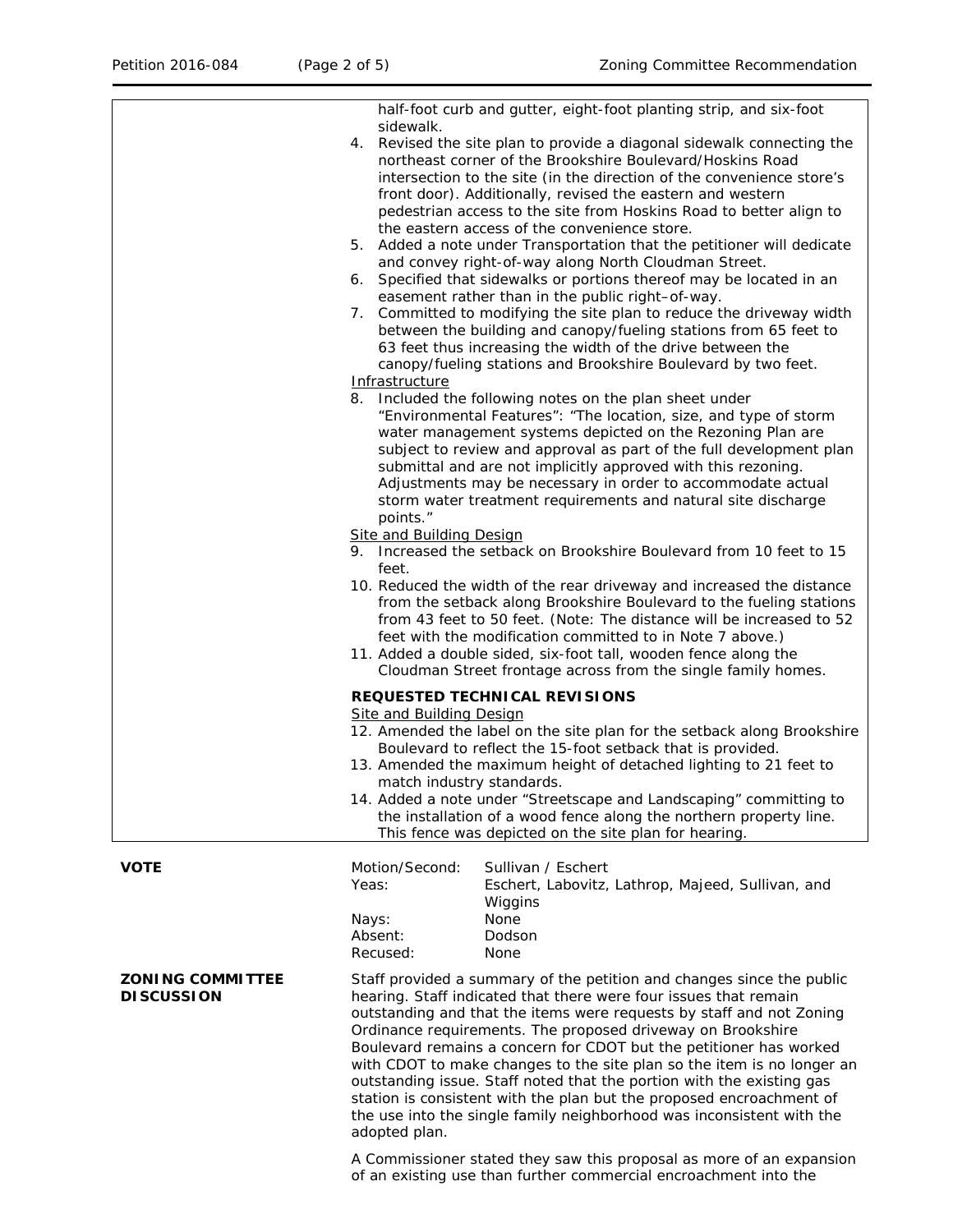half-foot curb and gutter, eight-foot planting strip, and six-foot sidewalk.

4. Revised the site plan to provide a diagonal sidewalk connecting the northeast corner of the Brookshire Boulevard/Hoskins Road intersection to the site (in the direction of the convenience store's front door). Additionally, revised the eastern and western pedestrian access to the site from Hoskins Road to better align to the eastern access of the convenience store.
5. Added a note under Transportation that the petitioner will dedicate and convey right-of-way along North Cloudman Street.
6. Specified that sidewalks or portions thereof may be located in an easement rather than in the public right–of-way.
7. Committed to modifying the site plan to reduce the driveway width between the building and canopy/fueling stations from 65 feet to 63 feet thus increasing the width of the drive between the canopy/fueling stations and Brookshire Boulevard by two feet.

Infrastructure

8. Included the following notes on the plan sheet under "Environmental Features": "The location, size, and type of storm water management systems depicted on the Rezoning Plan are subject to review and approval as part of the full development plan submittal and are not implicitly approved with this rezoning. Adjustments may be necessary in order to accommodate actual storm water treatment requirements and natural site discharge points."

Site and Building Design

9. Increased the setback on Brookshire Boulevard from 10 feet to 15 feet.
10. Reduced the width of the rear driveway and increased the distance from the setback along Brookshire Boulevard to the fueling stations from 43 feet to 50 feet. (Note: The distance will be increased to 52 feet with the modification committed to in Note 7 above.)
11. Added a double sided, six-foot tall, wooden fence along the Cloudman Street frontage across from the single family homes.

**REQUESTED TECHNICAL REVISIONS**

Site and Building Design

12. Amended the label on the site plan for the setback along Brookshire Boulevard to reflect the 15-foot setback that is provided.
13. Amended the maximum height of detached lighting to 21 feet to match industry standards.
14. Added a note under "Streetscape and Landscaping" committing to the installation of a wood fence along the northern property line. This fence was depicted on the site plan for hearing.

**VOTE**

| | |
|---|---|
| Motion/Second: | Sullivan / Eschert |
| Yeas: | Eschert, Labovitz, Lathrop, Majeed, Sullivan, and Wiggins |
| Nays: | None |
| Absent: | Dodson |
| Recused: | None |

**ZONING COMMITTEE DISCUSSION**

Staff provided a summary of the petition and changes since the public hearing. Staff indicated that there were four issues that remain outstanding and that the items were requests by staff and not Zoning Ordinance requirements. The proposed driveway on Brookshire Boulevard remains a concern for CDOT but the petitioner has worked with CDOT to make changes to the site plan so the item is no longer an outstanding issue. Staff noted that the portion with the existing gas station is consistent with the plan but the proposed encroachment of the use into the single family neighborhood was inconsistent with the adopted plan.

A Commissioner stated they saw this proposal as more of an expansion of an existing use than further commercial encroachment into the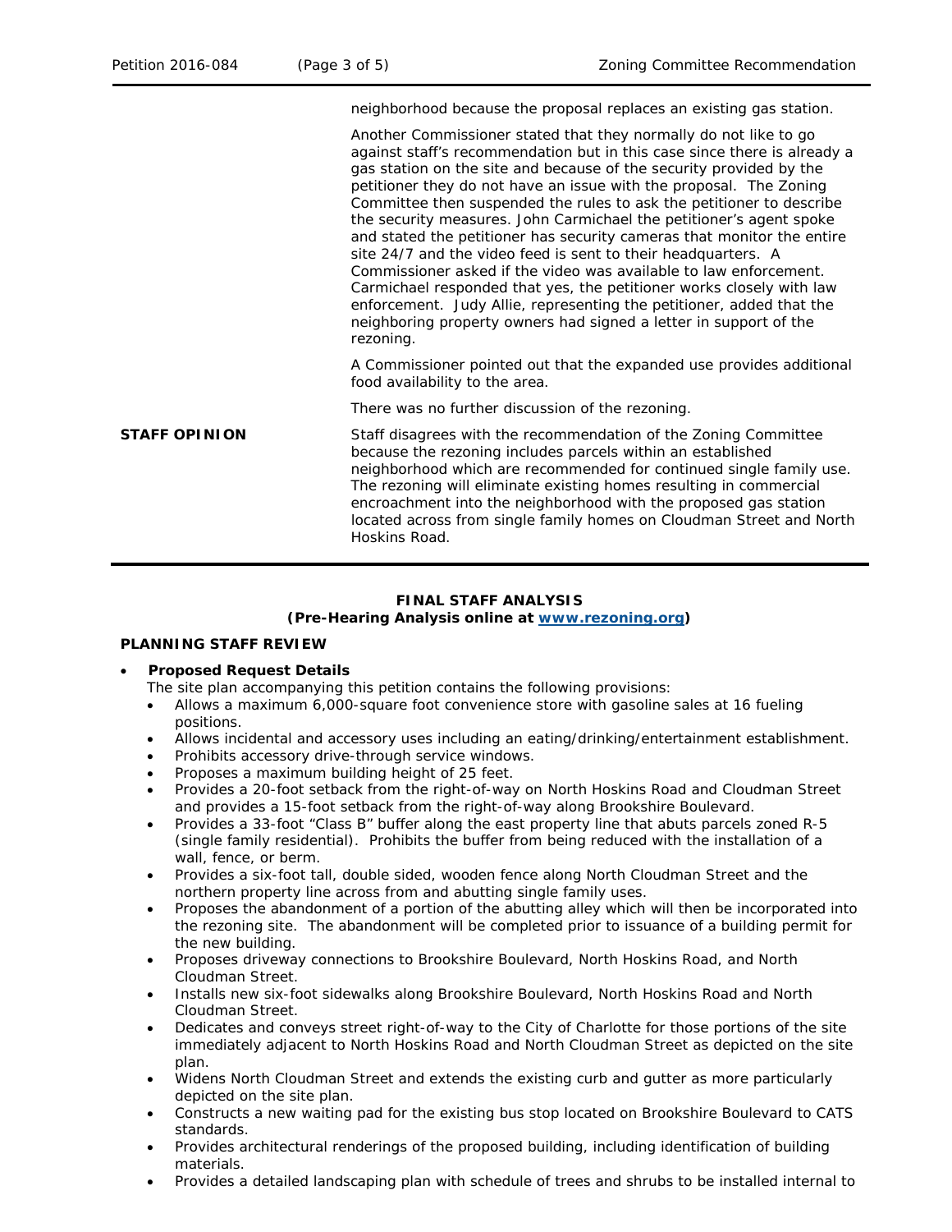| | |
|---|---|
| | neighborhood because the proposal replaces an existing gas station.<br><br>Another Commissioner stated that they normally do not like to go against staff's recommendation but in this case since there is already a gas station on the site and because of the security provided by the petitioner they do not have an issue with the proposal. The Zoning Committee then suspended the rules to ask the petitioner to describe the security measures. John Carmichael the petitioner's agent spoke and stated the petitioner has security cameras that monitor the entire site 24/7 and the video feed is sent to their headquarters. A Commissioner asked if the video was available to law enforcement. Carmichael responded that yes, the petitioner works closely with law enforcement. Judy Allie, representing the petitioner, added that the neighboring property owners had signed a letter in support of the rezoning.<br><br>A Commissioner pointed out that the expanded use provides additional food availability to the area.<br><br>There was no further discussion of the rezoning. |
| **STAFF OPINION** | Staff disagrees with the recommendation of the Zoning Committee because the rezoning includes parcels within an established neighborhood which are recommended for continued single family use. The rezoning will eliminate existing homes resulting in commercial encroachment into the neighborhood with the proposed gas station located across from single family homes on Cloudman Street and North Hoskins Road. |

**FINAL STAFF ANALYSIS**
**(Pre-Hearing Analysis online at [www.rezoning.org](www.rezoning.org))**

**PLANNING STAFF REVIEW**

- **Proposed Request Details**
  The site plan accompanying this petition contains the following provisions:
  - Allows a maximum 6,000-square foot convenience store with gasoline sales at 16 fueling positions.
  - Allows incidental and accessory uses including an eating/drinking/entertainment establishment.
  - Prohibits accessory drive-through service windows.
  - Proposes a maximum building height of 25 feet.
  - Provides a 20-foot setback from the right-of-way on North Hoskins Road and Cloudman Street and provides a 15-foot setback from the right-of-way along Brookshire Boulevard.
  - Provides a 33-foot "Class B" buffer along the east property line that abuts parcels zoned R-5 (single family residential). Prohibits the buffer from being reduced with the installation of a wall, fence, or berm.
  - Provides a six-foot tall, double sided, wooden fence along North Cloudman Street and the northern property line across from and abutting single family uses.
  - Proposes the abandonment of a portion of the abutting alley which will then be incorporated into the rezoning site. The abandonment will be completed prior to issuance of a building permit for the new building.
  - Proposes driveway connections to Brookshire Boulevard, North Hoskins Road, and North Cloudman Street.
  - Installs new six-foot sidewalks along Brookshire Boulevard, North Hoskins Road and North Cloudman Street.
  - Dedicates and conveys street right-of-way to the City of Charlotte for those portions of the site immediately adjacent to North Hoskins Road and North Cloudman Street as depicted on the site plan.
  - Widens North Cloudman Street and extends the existing curb and gutter as more particularly depicted on the site plan.
  - Constructs a new waiting pad for the existing bus stop located on Brookshire Boulevard to CATS standards.
  - Provides architectural renderings of the proposed building, including identification of building materials.
  - Provides a detailed landscaping plan with schedule of trees and shrubs to be installed internal to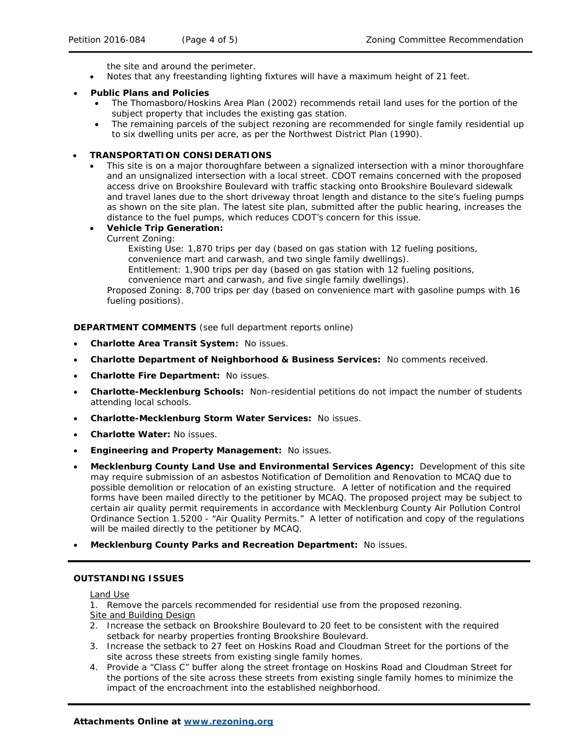the site and around the perimeter.
- Notes that any freestanding lighting fixtures will have a maximum height of 21 feet.

- **Public Plans and Policies**
  - The Thomasboro/Hoskins Area Plan (2002) recommends retail land uses for the portion of the subject property that includes the existing gas station.
  - The remaining parcels of the subject rezoning are recommended for single family residential up to six dwelling units per acre, as per the Northwest District Plan (1990).

- **TRANSPORTATION CONSIDERATIONS**
  - This site is on a major thoroughfare between a signalized intersection with a minor thoroughfare and an unsignalized intersection with a local street. CDOT remains concerned with the proposed access drive on Brookshire Boulevard with traffic stacking onto Brookshire Boulevard sidewalk and travel lanes due to the short driveway throat length and distance to the site's fueling pumps as shown on the site plan. The latest site plan, submitted after the public hearing, increases the distance to the fuel pumps, which reduces CDOT's concern for this issue.
  - **Vehicle Trip Generation:**

    Current Zoning:

    Existing Use: 1,870 trips per day (based on gas station with 12 fueling positions, convenience mart and carwash, and two single family dwellings).

    Entitlement: 1,900 trips per day (based on gas station with 12 fueling positions, convenience mart and carwash, and five single family dwellings).

    Proposed Zoning: 8,700 trips per day (based on convenience mart with gasoline pumps with 16 fueling positions).

**DEPARTMENT COMMENTS** (see full department reports online)

- **Charlotte Area Transit System:** No issues.
- **Charlotte Department of Neighborhood & Business Services:** No comments received.
- **Charlotte Fire Department:** No issues.
- **Charlotte-Mecklenburg Schools:** Non-residential petitions do not impact the number of students attending local schools.
- **Charlotte-Mecklenburg Storm Water Services:** No issues.
- **Charlotte Water:** No issues.
- **Engineering and Property Management:** No issues.
- **Mecklenburg County Land Use and Environmental Services Agency:** Development of this site may require submission of an asbestos Notification of Demolition and Renovation to MCAQ due to possible demolition or relocation of an existing structure. A letter of notification and the required forms have been mailed directly to the petitioner by MCAQ. The proposed project may be subject to certain air quality permit requirements in accordance with Mecklenburg County Air Pollution Control Ordinance Section 1.5200 - "Air Quality Permits." A letter of notification and copy of the regulations will be mailed directly to the petitioner by MCAQ.
- **Mecklenburg County Parks and Recreation Department:** No issues.

**OUTSTANDING ISSUES**

Land Use

1. Remove the parcels recommended for residential use from the proposed rezoning.

Site and Building Design

2. Increase the setback on Brookshire Boulevard to 20 feet to be consistent with the required setback for nearby properties fronting Brookshire Boulevard.
3. Increase the setback to 27 feet on Hoskins Road and Cloudman Street for the portions of the site across these streets from existing single family homes.
4. Provide a "Class C" buffer along the street frontage on Hoskins Road and Cloudman Street for the portions of the site across these streets from existing single family homes to minimize the impact of the encroachment into the established neighborhood.

**Attachments Online at [www.rezoning.org](www.rezoning.org)**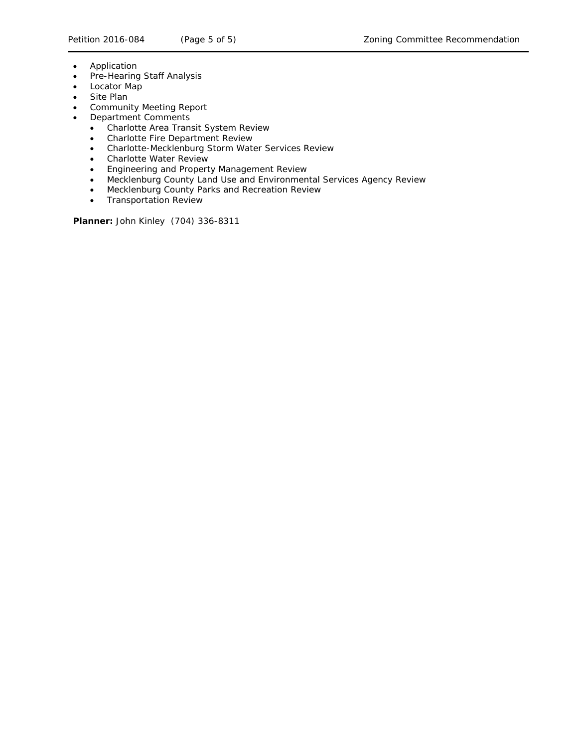- Application
- Pre-Hearing Staff Analysis
- Locator Map
- Site Plan
- Community Meeting Report
- Department Comments
  - Charlotte Area Transit System Review
  - Charlotte Fire Department Review
  - Charlotte-Mecklenburg Storm Water Services Review
  - Charlotte Water Review
  - Engineering and Property Management Review
  - Mecklenburg County Land Use and Environmental Services Agency Review
  - Mecklenburg County Parks and Recreation Review
  - Transportation Review

**Planner:** John Kinley (704) 336-8311